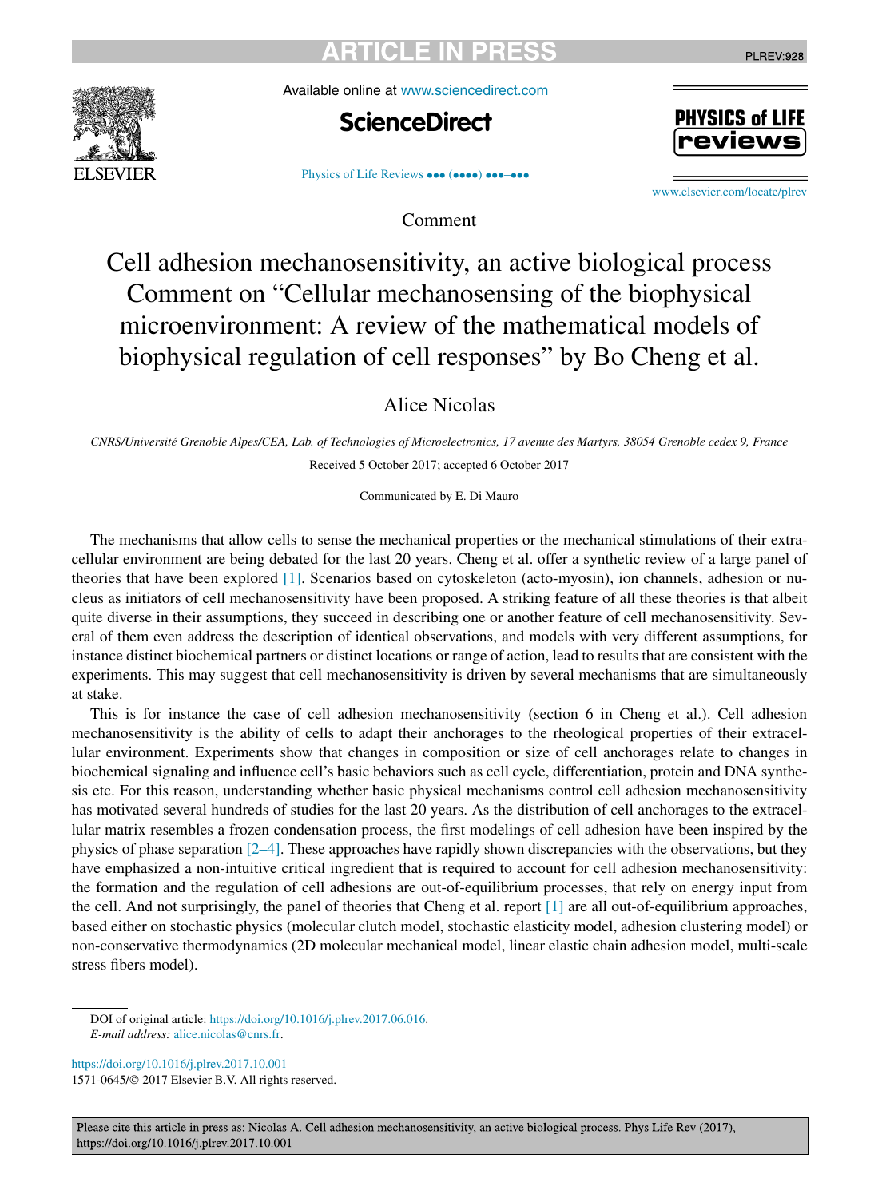Comment

# Cell adhesion mechanosensitivity, an active biological process Comment on "Cellular mechanosensing of the biophysical microenvironment: A review of the mathematical models of biophysical regulation of cell responses" by Bo Cheng et al.

Alice Nicolas

*CNRS/Université Grenoble Alpes/CEA, Lab. of Technologies of Microelectronics, 17 avenue des Martyrs, 38054 Grenoble cedex 9, France*

Received 5 October 2017; accepted 6 October 2017

Communicated by E. Di Mauro

The mechanisms that allow cells to sense the mechanical properties or the mechanical stimulations of their extracellular environment are being debated for the last 20 years. Cheng et al. offer a synthetic review of a large panel of theories that have been explored [1]. Scenarios based on cytoskeleton (acto-myosin), ion channels, adhesion or nucleus as initiators of cell mechanosensitivity have been proposed. A striking feature of all these theories is that albeit quite diverse in their assumptions, they succeed in describing one or another feature of cell mechanosensitivity. Several of them even address the description of identical observations, and models with very different assumptions, for instance distinct biochemical partners or distinct locations or range of action, lead to results that are consistent with the experiments. This may suggest that cell mechanosensitivity is driven by several mechanisms that are simultaneously at stake.

This is for instance the case of cell adhesion mechanosensitivity (section 6 in Cheng et al.). Cell adhesion mechanosensitivity is the ability of cells to adapt their anchorages to the rheological properties of their extracellular environment. Experiments show that changes in composition or size of cell anchorages relate to changes in biochemical signaling and influence cell's basic behaviors such as cell cycle, differentiation, protein and DNA synthesis etc. For this reason, understanding whether basic physical mechanisms control cell adhesion mechanosensitivity has motivated several hundreds of studies for the last 20 years. As the distribution of cell anchorages to the extracellular matrix resembles a frozen condensation process, the first modelings of cell adhesion have been inspired by the physics of phase separation [2–4]. These approaches have rapidly shown discrepancies with the observations, but they have emphasized a non-intuitive critical ingredient that is required to account for cell adhesion mechanosensitivity: the formation and the regulation of cell adhesions are out-of-equilibrium processes, that rely on energy input from the cell. And not surprisingly, the panel of theories that Cheng et al. report [1] are all out-of-equilibrium approaches, based either on stochastic physics (molecular clutch model, stochastic elasticity model, adhesion clustering model) or non-conservative thermodynamics (2D molecular mechanical model, linear elastic chain adhesion model, multi-scale stress fibers model).

DOI of original article: https://doi.org/10.1016/j.plrev.2017.06.016.
*E-mail address:* alice.nicolas@cnrs.fr.

https://doi.org/10.1016/j.plrev.2017.10.001
1571-0645/© 2017 Elsevier B.V. All rights reserved.

Please cite this article in press as: Nicolas A. Cell adhesion mechanosensitivity, an active biological process. Phys Life Rev (2017), https://doi.org/10.1016/j.plrev.2017.10.001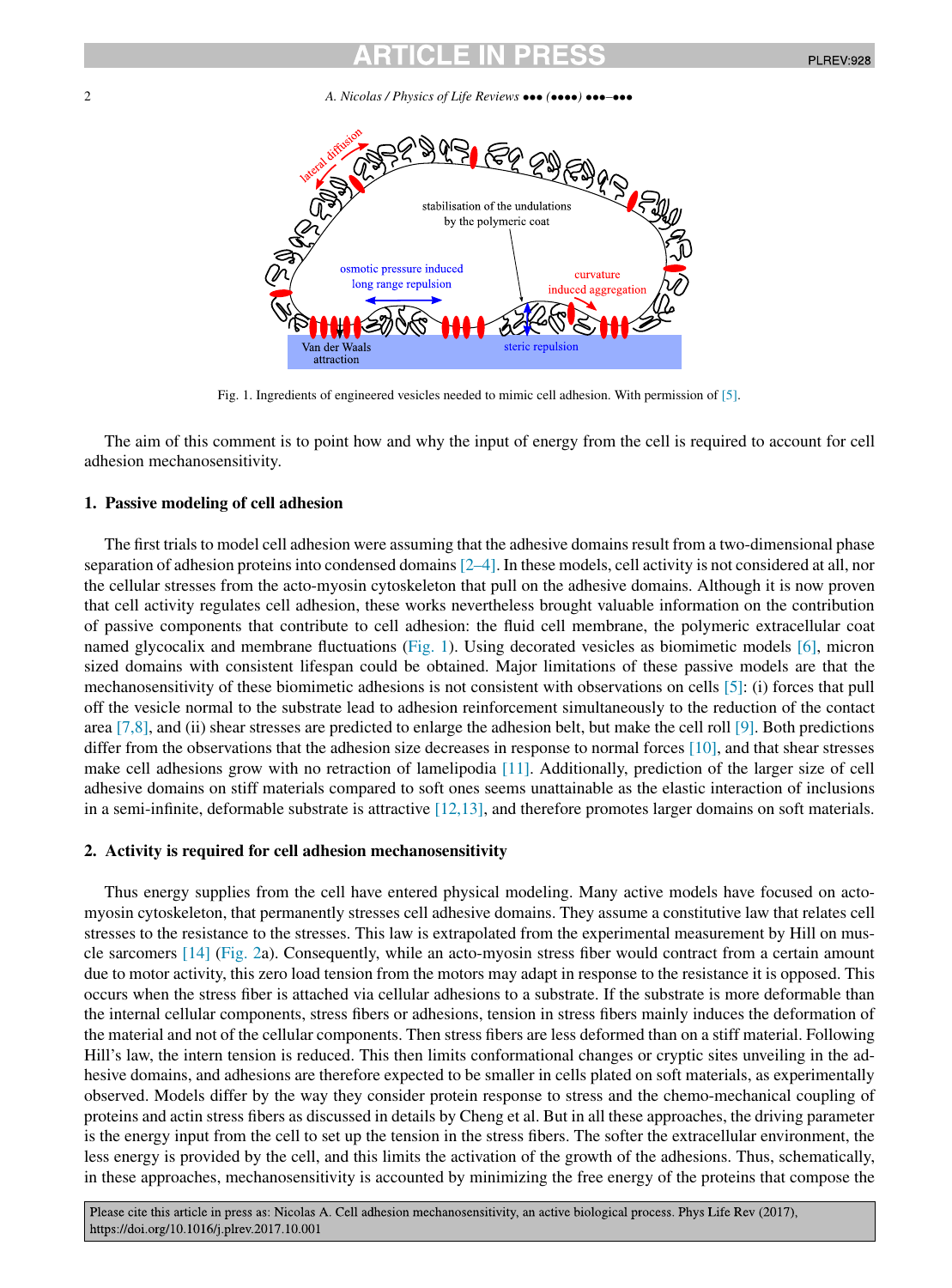Fig. 1. Ingredients of engineered vesicles needed to mimic cell adhesion. With permission of [5].

The aim of this comment is to point how and why the input of energy from the cell is required to account for cell adhesion mechanosensitivity.

## 1. Passive modeling of cell adhesion

The first trials to model cell adhesion were assuming that the adhesive domains result from a two-dimensional phase separation of adhesion proteins into condensed domains [2–4]. In these models, cell activity is not considered at all, nor the cellular stresses from the acto-myosin cytoskeleton that pull on the adhesive domains. Although it is now proven that cell activity regulates cell adhesion, these works nevertheless brought valuable information on the contribution of passive components that contribute to cell adhesion: the fluid cell membrane, the polymeric extracellular coat named glycocalix and membrane fluctuations (Fig. 1). Using decorated vesicles as biomimetic models [6], micron sized domains with consistent lifespan could be obtained. Major limitations of these passive models are that the mechanosensitivity of these biomimetic adhesions is not consistent with observations on cells [5]: (i) forces that pull off the vesicle normal to the substrate lead to adhesion reinforcement simultaneously to the reduction of the contact area [7,8], and (ii) shear stresses are predicted to enlarge the adhesion belt, but make the cell roll [9]. Both predictions differ from the observations that the adhesion size decreases in response to normal forces [10], and that shear stresses make cell adhesions grow with no retraction of lamelipodia [11]. Additionally, prediction of the larger size of cell adhesive domains on stiff materials compared to soft ones seems unattainable as the elastic interaction of inclusions in a semi-infinite, deformable substrate is attractive [12,13], and therefore promotes larger domains on soft materials.

## 2. Activity is required for cell adhesion mechanosensitivity

Thus energy supplies from the cell have entered physical modeling. Many active models have focused on acto-myosin cytoskeleton, that permanently stresses cell adhesive domains. They assume a constitutive law that relates cell stresses to the resistance to the stresses. This law is extrapolated from the experimental measurement by Hill on muscle sarcomers [14] (Fig. 2a). Consequently, while an acto-myosin stress fiber would contract from a certain amount due to motor activity, this zero load tension from the motors may adapt in response to the resistance it is opposed. This occurs when the stress fiber is attached via cellular adhesions to a substrate. If the substrate is more deformable than the internal cellular components, stress fibers or adhesions, tension in stress fibers mainly induces the deformation of the material and not of the cellular components. Then stress fibers are less deformed than on a stiff material. Following Hill's law, the intern tension is reduced. This then limits conformational changes or cryptic sites unveiling in the adhesive domains, and adhesions are therefore expected to be smaller in cells plated on soft materials, as experimentally observed. Models differ by the way they consider protein response to stress and the chemo-mechanical coupling of proteins and actin stress fibers as discussed in details by Cheng et al. But in all these approaches, the driving parameter is the energy input from the cell to set up the tension in the stress fibers. The softer the extracellular environment, the less energy is provided by the cell, and this limits the activation of the growth of the adhesions. Thus, schematically, in these approaches, mechanosensitivity is accounted by minimizing the free energy of the proteins that compose the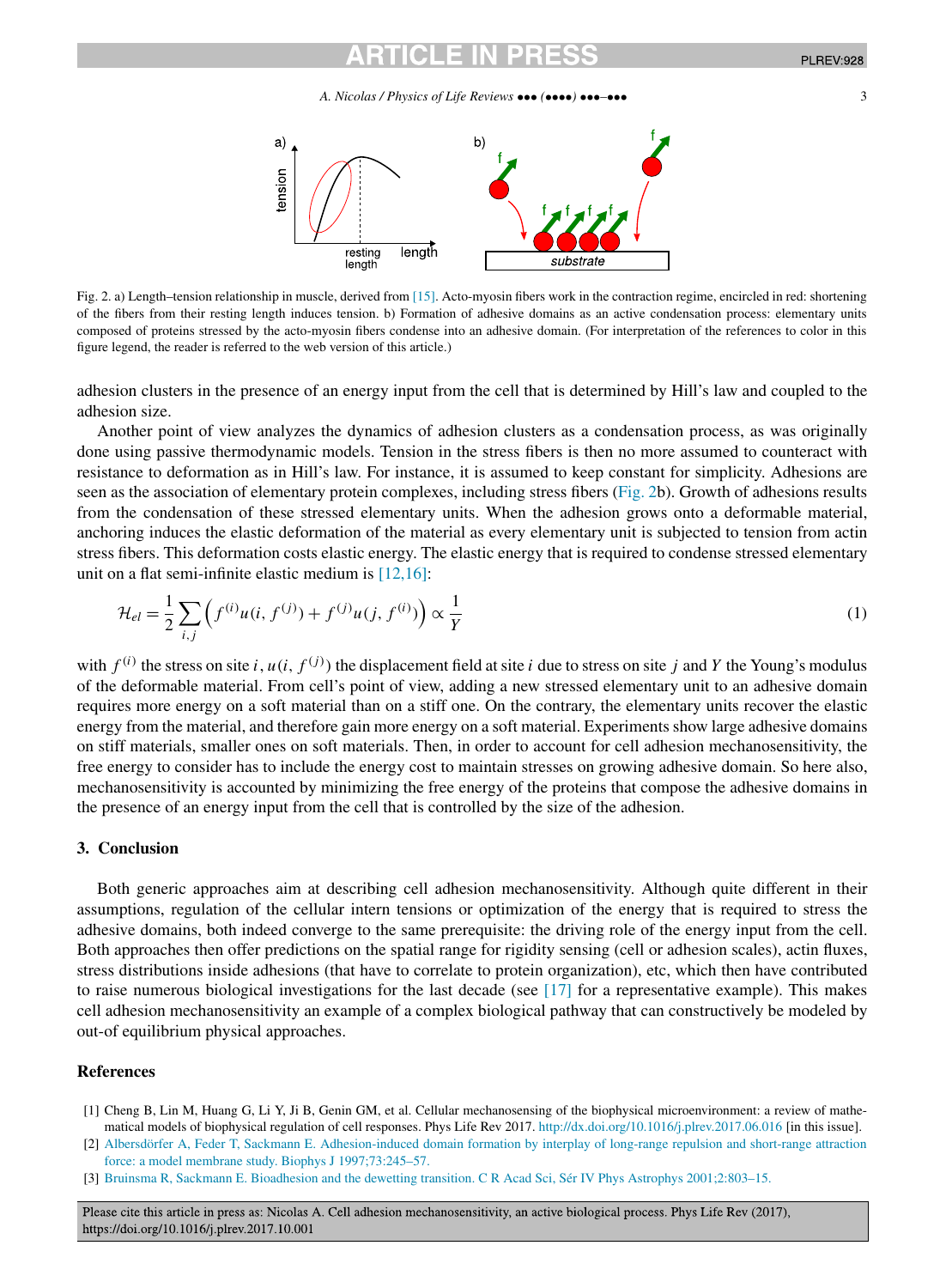Fig. 2. a) Length–tension relationship in muscle, derived from [15]. Acto-myosin fibers work in the contraction regime, encircled in red: shortening of the fibers from their resting length induces tension. b) Formation of adhesive domains as an active condensation process: elementary units composed of proteins stressed by the acto-myosin fibers condense into an adhesive domain. (For interpretation of the references to color in this figure legend, the reader is referred to the web version of this article.)

adhesion clusters in the presence of an energy input from the cell that is determined by Hill's law and coupled to the adhesion size.

Another point of view analyzes the dynamics of adhesion clusters as a condensation process, as was originally done using passive thermodynamic models. Tension in the stress fibers is then no more assumed to counteract with resistance to deformation as in Hill's law. For instance, it is assumed to keep constant for simplicity. Adhesions are seen as the association of elementary protein complexes, including stress fibers (Fig. 2b). Growth of adhesions results from the condensation of these stressed elementary units. When the adhesion grows onto a deformable material, anchoring induces the elastic deformation of the material as every elementary unit is subjected to tension from actin stress fibers. This deformation costs elastic energy. The elastic energy that is required to condense stressed elementary unit on a flat semi-infinite elastic medium is [12,16]:

$$\mathcal{H}_{el} = \frac{1}{2} \sum_{i,j} \left( f^{(i)} u(i, f^{(j)}) + f^{(j)} u(j, f^{(i)}) \right) \propto \frac{1}{Y} \tag{1}$$

with $f^{(i)}$ the stress on site $i$, $u(i, f^{(j)})$ the displacement field at site $i$ due to stress on site $j$ and $Y$ the Young's modulus of the deformable material. From cell's point of view, adding a new stressed elementary unit to an adhesive domain requires more energy on a soft material than on a stiff one. On the contrary, the elementary units recover the elastic energy from the material, and therefore gain more energy on a soft material. Experiments show large adhesive domains on stiff materials, smaller ones on soft materials. Then, in order to account for cell adhesion mechanosensitivity, the free energy to consider has to include the energy cost to maintain stresses on growing adhesive domain. So here also, mechanosensitivity is accounted by minimizing the free energy of the proteins that compose the adhesive domains in the presence of an energy input from the cell that is controlled by the size of the adhesion.

## 3. Conclusion

Both generic approaches aim at describing cell adhesion mechanosensitivity. Although quite different in their assumptions, regulation of the cellular intern tensions or optimization of the energy that is required to stress the adhesive domains, both indeed converge to the same prerequisite: the driving role of the energy input from the cell. Both approaches then offer predictions on the spatial range for rigidity sensing (cell or adhesion scales), actin fluxes, stress distributions inside adhesions (that have to correlate to protein organization), etc, which then have contributed to raise numerous biological investigations for the last decade (see [17] for a representative example). This makes cell adhesion mechanosensitivity an example of a complex biological pathway that can constructively be modeled by out-of equilibrium physical approaches.

## References

[1] Cheng B, Lin M, Huang G, Li Y, Ji B, Genin GM, et al. Cellular mechanosensing of the biophysical microenvironment: a review of mathematical models of biophysical regulation of cell responses. Phys Life Rev 2017. http://dx.doi.org/10.1016/j.plrev.2017.06.016 [in this issue].

[2] Albersdörfer A, Feder T, Sackmann E. Adhesion-induced domain formation by interplay of long-range repulsion and short-range attraction force: a model membrane study. Biophys J 1997;73:245–57.

[3] Bruinsma R, Sackmann E. Bioadhesion and the dewetting transition. C R Acad Sci, Sér IV Phys Astrophys 2001;2:803–15.

Please cite this article in press as: Nicolas A. Cell adhesion mechanosensitivity, an active biological process. Phys Life Rev (2017), https://doi.org/10.1016/j.plrev.2017.10.001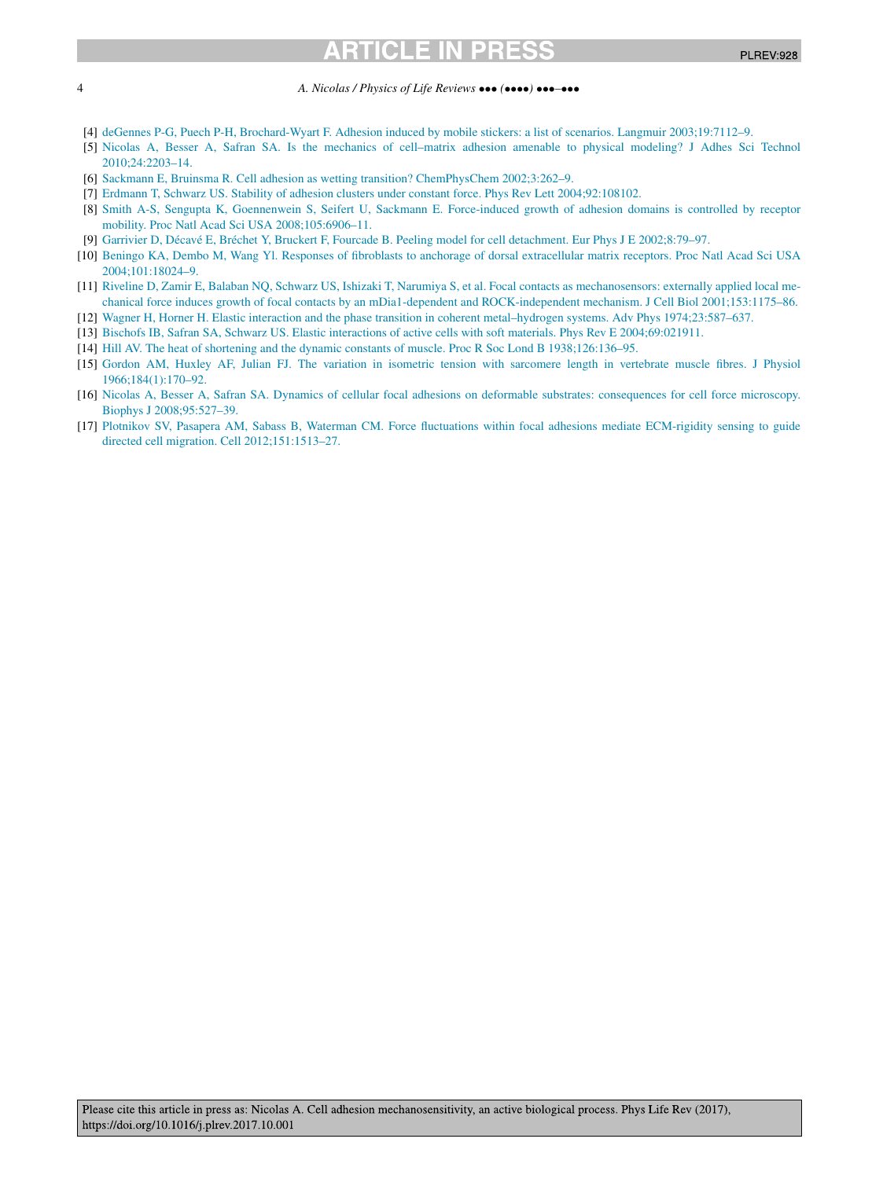[4] deGennes P-G, Puech P-H, Brochard-Wyart F. Adhesion induced by mobile stickers: a list of scenarios. Langmuir 2003;19:7112–9.

[5] Nicolas A, Besser A, Safran SA. Is the mechanics of cell–matrix adhesion amenable to physical modeling? J Adhes Sci Technol 2010;24:2203–14.

[6] Sackmann E, Bruinsma R. Cell adhesion as wetting transition? ChemPhysChem 2002;3:262–9.

[7] Erdmann T, Schwarz US. Stability of adhesion clusters under constant force. Phys Rev Lett 2004;92:108102.

[8] Smith A-S, Sengupta K, Goennenwein S, Seifert U, Sackmann E. Force-induced growth of adhesion domains is controlled by receptor mobility. Proc Natl Acad Sci USA 2008;105:6906–11.

[9] Garrivier D, Décavé E, Bréchet Y, Bruckert F, Fourcade B. Peeling model for cell detachment. Eur Phys J E 2002;8:79–97.

[10] Beningo KA, Dembo M, Wang Yl. Responses of fibroblasts to anchorage of dorsal extracellular matrix receptors. Proc Natl Acad Sci USA 2004;101:18024–9.

[11] Riveline D, Zamir E, Balaban NQ, Schwarz US, Ishizaki T, Narumiya S, et al. Focal contacts as mechanosensors: externally applied local mechanical force induces growth of focal contacts by an mDia1-dependent and ROCK-independent mechanism. J Cell Biol 2001;153:1175–86.

[12] Wagner H, Horner H. Elastic interaction and the phase transition in coherent metal–hydrogen systems. Adv Phys 1974;23:587–637.

[13] Bischofs IB, Safran SA, Schwarz US. Elastic interactions of active cells with soft materials. Phys Rev E 2004;69:021911.

[14] Hill AV. The heat of shortening and the dynamic constants of muscle. Proc R Soc Lond B 1938;126:136–95.

[15] Gordon AM, Huxley AF, Julian FJ. The variation in isometric tension with sarcomere length in vertebrate muscle fibres. J Physiol 1966;184(1):170–92.

[16] Nicolas A, Besser A, Safran SA. Dynamics of cellular focal adhesions on deformable substrates: consequences for cell force microscopy. Biophys J 2008;95:527–39.

[17] Plotnikov SV, Pasapera AM, Sabass B, Waterman CM. Force fluctuations within focal adhesions mediate ECM-rigidity sensing to guide directed cell migration. Cell 2012;151:1513–27.